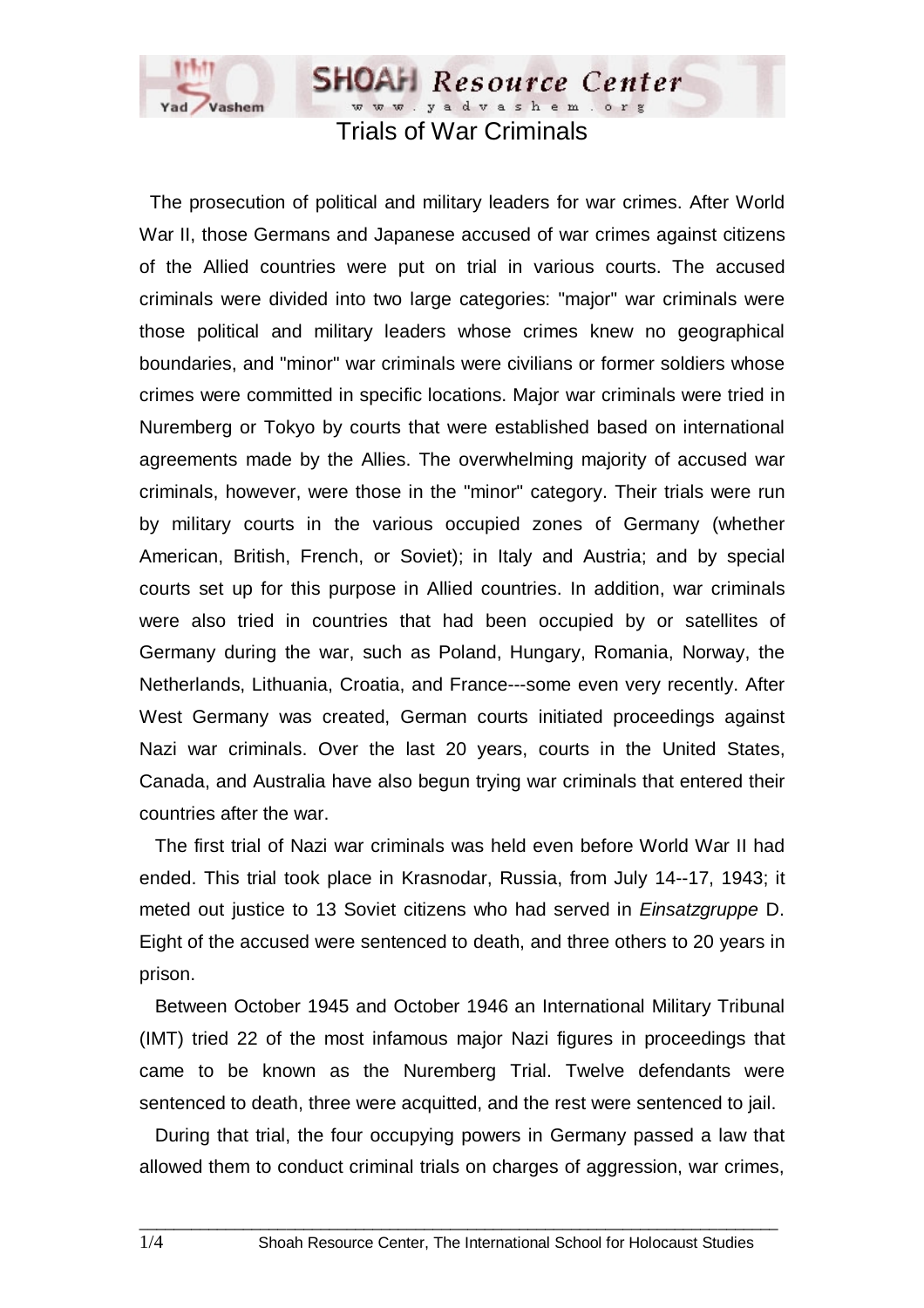# Trials of War Criminals

The prosecution of political and military leaders for war crimes. After World War II, those Germans and Japanese accused of war crimes against citizens of the Allied countries were put on trial in various courts. The accused criminals were divided into two large categories: "major" war criminals were those political and military leaders whose crimes knew no geographical boundaries, and "minor" war criminals were civilians or former soldiers whose crimes were committed in specific locations. Major war criminals were tried in Nuremberg or Tokyo by courts that were established based on international agreements made by the Allies. The overwhelming majority of accused war criminals, however, were those in the "minor" category. Their trials were run by military courts in the various occupied zones of Germany (whether American, British, French, or Soviet); in Italy and Austria; and by special courts set up for this purpose in Allied countries. In addition, war criminals were also tried in countries that had been occupied by or satellites of Germany during the war, such as Poland, Hungary, Romania, Norway, the Netherlands, Lithuania, Croatia, and France---some even very recently. After West Germany was created, German courts initiated proceedings against Nazi war criminals. Over the last 20 years, courts in the United States, Canada, and Australia have also begun trying war criminals that entered their countries after the war.

The first trial of Nazi war criminals was held even before World War II had ended. This trial took place in Krasnodar, Russia, from July 14--17, 1943; it meted out justice to 13 Soviet citizens who had served in *Einsatzgruppe* D. Eight of the accused were sentenced to death, and three others to 20 years in prison.

Between October 1945 and October 1946 an International Military Tribunal (IMT) tried 22 of the most infamous major Nazi figures in proceedings that came to be known as the Nuremberg Trial. Twelve defendants were sentenced to death, three were acquitted, and the rest were sentenced to jail.

During that trial, the four occupying powers in Germany passed a law that allowed them to conduct criminal trials on charges of aggression, war crimes,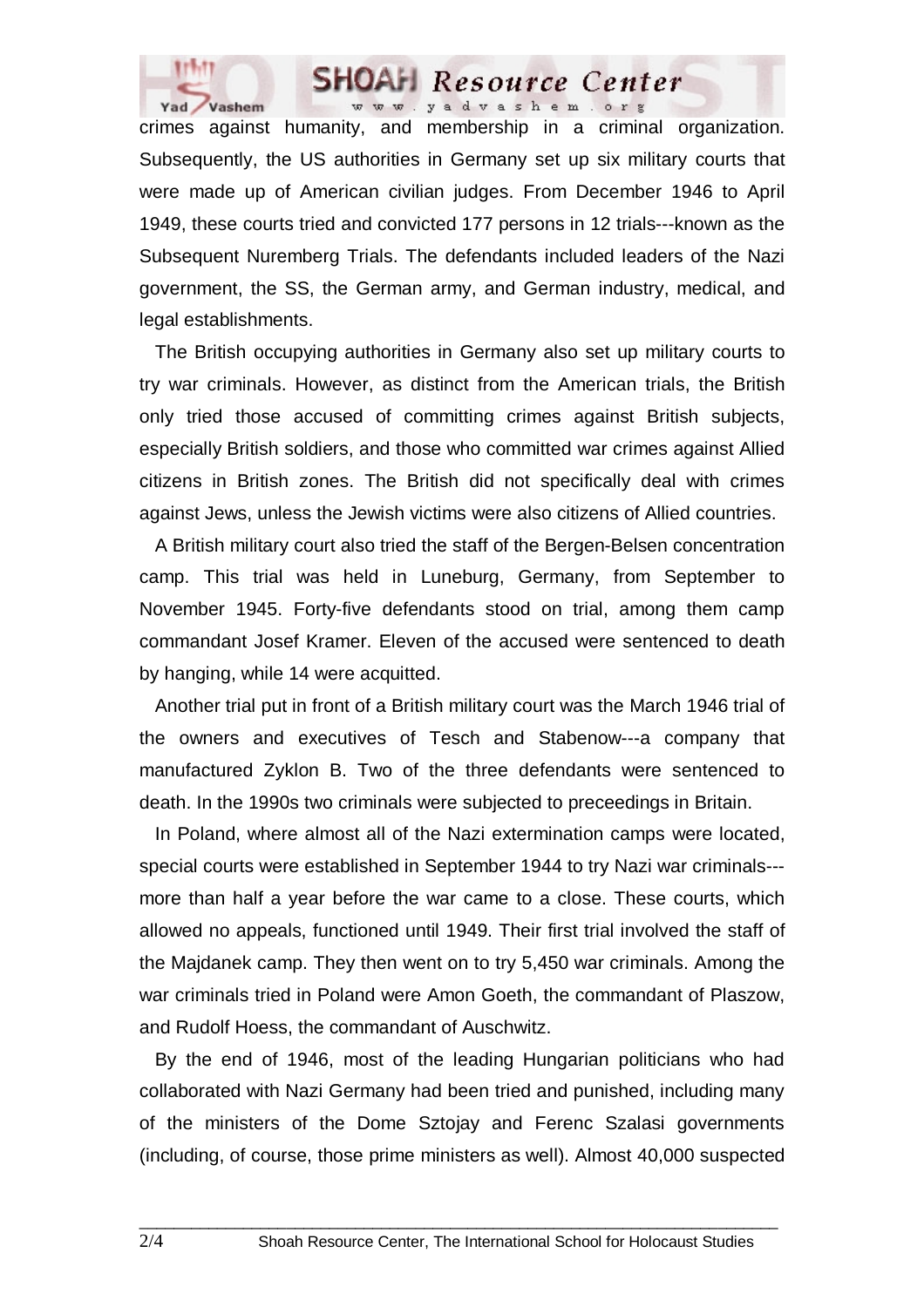crimes against humanity, and membership in a criminal organization. Subsequently, the US authorities in Germany set up six military courts that were made up of American civilian judges. From December 1946 to April 1949, these courts tried and convicted 177 persons in 12 trials---known as the Subsequent Nuremberg Trials. The defendants included leaders of the Nazi government, the SS, the German army, and German industry, medical, and legal establishments.

The British occupying authorities in Germany also set up military courts to try war criminals. However, as distinct from the American trials, the British only tried those accused of committing crimes against British subjects, especially British soldiers, and those who committed war crimes against Allied citizens in British zones. The British did not specifically deal with crimes against Jews, unless the Jewish victims were also citizens of Allied countries.

A British military court also tried the staff of the Bergen-Belsen concentration camp. This trial was held in Luneburg, Germany, from September to November 1945. Forty-five defendants stood on trial, among them camp commandant Josef Kramer. Eleven of the accused were sentenced to death by hanging, while 14 were acquitted.

Another trial put in front of a British military court was the March 1946 trial of the owners and executives of Tesch and Stabenow---a company that manufactured Zyklon B. Two of the three defendants were sentenced to death. In the 1990s two criminals were subjected to preceedings in Britain.

In Poland, where almost all of the Nazi extermination camps were located, special courts were established in September 1944 to try Nazi war criminals---more than half a year before the war came to a close. These courts, which allowed no appeals, functioned until 1949. Their first trial involved the staff of the Majdanek camp. They then went on to try 5,450 war criminals. Among the war criminals tried in Poland were Amon Goeth, the commandant of Plaszow, and Rudolf Hoess, the commandant of Auschwitz.

By the end of 1946, most of the leading Hungarian politicians who had collaborated with Nazi Germany had been tried and punished, including many of the ministers of the Dome Sztojay and Ferenc Szalasi governments (including, of course, those prime ministers as well). Almost 40,000 suspected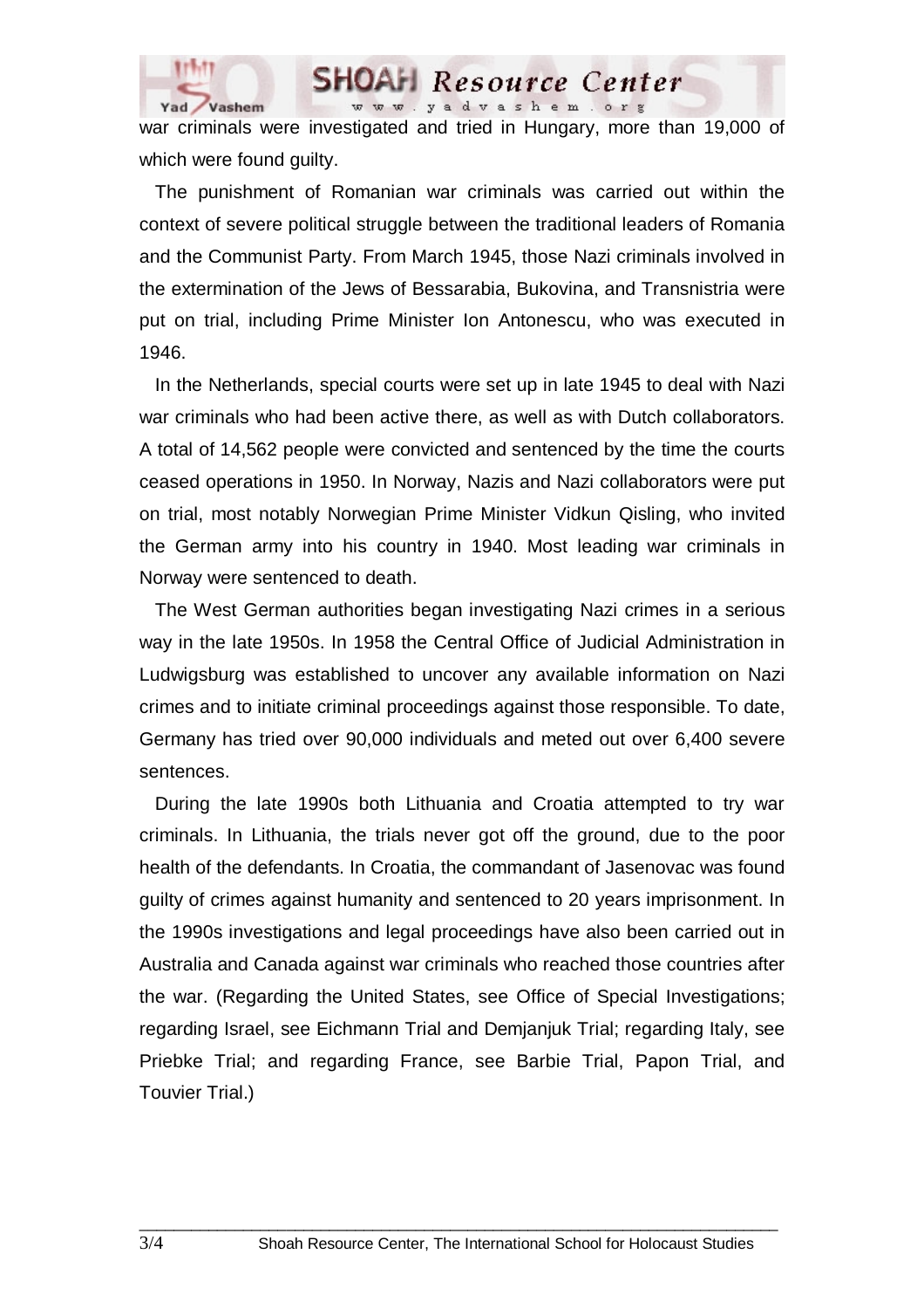war criminals were investigated and tried in Hungary, more than 19,000 of which were found guilty.

The punishment of Romanian war criminals was carried out within the context of severe political struggle between the traditional leaders of Romania and the Communist Party. From March 1945, those Nazi criminals involved in the extermination of the Jews of Bessarabia, Bukovina, and Transnistria were put on trial, including Prime Minister Ion Antonescu, who was executed in 1946.

In the Netherlands, special courts were set up in late 1945 to deal with Nazi war criminals who had been active there, as well as with Dutch collaborators. A total of 14,562 people were convicted and sentenced by the time the courts ceased operations in 1950. In Norway, Nazis and Nazi collaborators were put on trial, most notably Norwegian Prime Minister Vidkun Qisling, who invited the German army into his country in 1940. Most leading war criminals in Norway were sentenced to death.

The West German authorities began investigating Nazi crimes in a serious way in the late 1950s. In 1958 the Central Office of Judicial Administration in Ludwigsburg was established to uncover any available information on Nazi crimes and to initiate criminal proceedings against those responsible. To date, Germany has tried over 90,000 individuals and meted out over 6,400 severe sentences.

During the late 1990s both Lithuania and Croatia attempted to try war criminals. In Lithuania, the trials never got off the ground, due to the poor health of the defendants. In Croatia, the commandant of Jasenovac was found guilty of crimes against humanity and sentenced to 20 years imprisonment. In the 1990s investigations and legal proceedings have also been carried out in Australia and Canada against war criminals who reached those countries after the war. (Regarding the United States, see Office of Special Investigations; regarding Israel, see Eichmann Trial and Demjanjuk Trial; regarding Italy, see Priebke Trial; and regarding France, see Barbie Trial, Papon Trial, and Touvier Trial.)